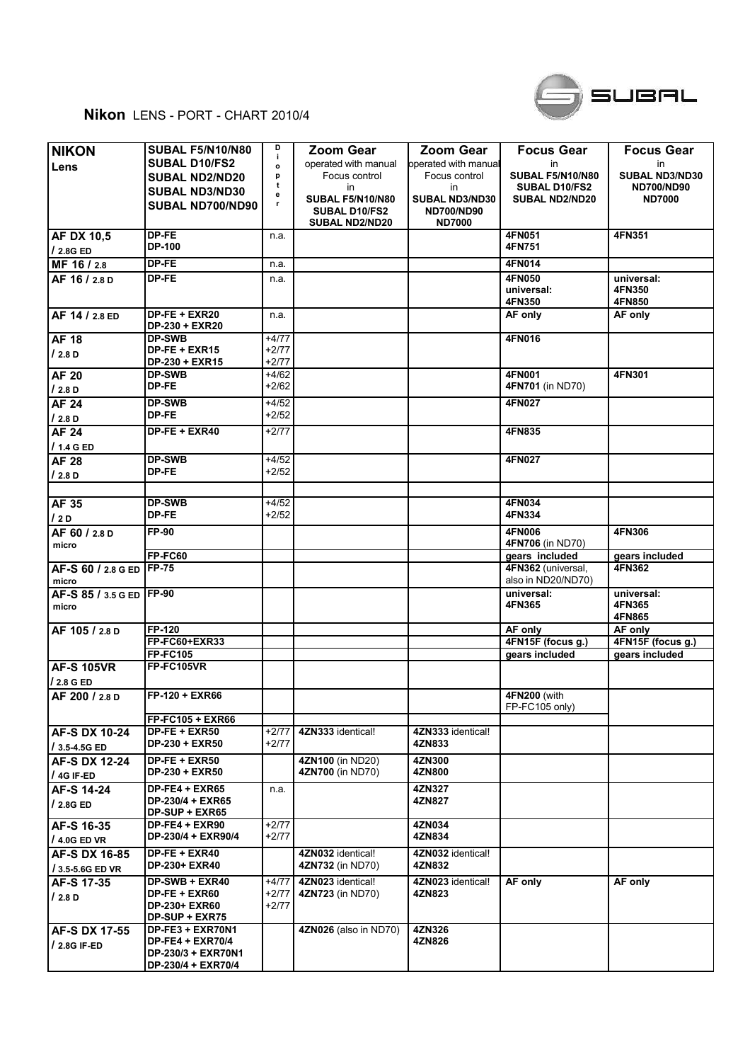**Nikon** LENS - PORT - CHART 2010/4

| NIKON Lens | SUBAL F5/N10/N80 SUBAL D10/FS2 SUBAL ND2/ND20 SUBAL ND3/ND30 SUBAL ND700/ND90 | Diopter | Zoom Gear operated with manual Focus control in SUBAL F5/N10/N80 SUBAL D10/FS2 SUBAL ND2/ND20 | Zoom Gear operated with manual Focus control in SUBAL ND3/ND30 ND700/ND90 ND7000 | Focus Gear in SUBAL F5/N10/N80 SUBAL D10/FS2 SUBAL ND2/ND20 | Focus Gear in SUBAL ND3/ND30 ND700/ND90 ND7000 |
|---|---|---|---|---|---|---|
| AF DX 10,5 / 2.8G ED | DP-FE<br>DP-100 | n.a. | | | 4FN051<br>4FN751 | 4FN351 |
| MF 16 / 2.8 | DP-FE | n.a. | | | 4FN014 | |
| AF 16 / 2.8 D | DP-FE | n.a. | | | 4FN050<br>universal:<br>4FN350 | universal:<br>4FN350<br>4FN850 |
| AF 14 / 2.8 ED | DP-FE + EXR20<br>DP-230 + EXR20 | n.a. | | | AF only | AF only |
| AF 18 / 2.8 D | DP-SWB<br>DP-FE + EXR15<br>DP-230 + EXR15 | +4/77<br>+2/77<br>+2/77 | | | 4FN016 | |
| AF 20 / 2.8 D | DP-SWB<br>DP-FE | +4/62<br>+2/62 | | | 4FN001<br>4FN701 (in ND70) | 4FN301 |
| AF 24 / 2.8 D | DP-SWB<br>DP-FE | +4/52<br>+2/52 | | | 4FN027 | |
| AF 24 / 1.4 G ED | DP-FE + EXR40 | +2/77 | | | 4FN835 | |
| AF 28 / 2.8 D | DP-SWB<br>DP-FE | +4/52<br>+2/52 | | | 4FN027 | |
| | | | | | | |
| AF 35 / 2 D | DP-SWB<br>DP-FE | +4/52<br>+2/52 | | | 4FN034<br>4FN334 | |
| AF 60 / 2.8 D micro | FP-90 | | | | 4FN006<br>4FN706 (in ND70) | 4FN306 |
| | FP-FC60 | | | | gears included | gears included |
| AF-S 60 / 2.8 G ED micro | FP-75 | | | | 4FN362 (universal, also in ND20/ND70) | 4FN362 |
| AF-S 85 / 3.5 G ED micro | FP-90 | | | | universal:<br>4FN365 | universal:<br>4FN365<br>4FN865 |
| AF 105 / 2.8 D | FP-120 | | | | AF only | AF only |
| | FP-FC60+EXR33 | | | | 4FN15F (focus g.) | 4FN15F (focus g.) |
| | FP-FC105 | | | | gears included | gears included |
| AF-S 105VR / 2.8 G ED | FP-FC105VR | | | | | |
| AF 200 / 2.8 D | FP-120 + EXR66 | | | | 4FN200 (with FP-FC105 only) | |
| | FP-FC105 + EXR66 | | | | | |
| AF-S DX 10-24 / 3.5-4.5G ED | DP-FE + EXR50<br>DP-230 + EXR50 | +2/77<br>+2/77 | 4ZN333 identical! | 4ZN333 identical!<br>4ZN833 | | |
| AF-S DX 12-24 / 4G IF-ED | DP-FE + EXR50<br>DP-230 + EXR50 | | 4ZN100 (in ND20)<br>4ZN700 (in ND70) | 4ZN300<br>4ZN800 | | |
| AF-S 14-24 / 2.8G ED | DP-FE4 + EXR65<br>DP-230/4 + EXR65<br>DP-SUP + EXR65 | n.a. | | 4ZN327<br>4ZN827 | | |
| AF-S 16-35 / 4.0G ED VR | DP-FE4 + EXR90<br>DP-230/4 + EXR90/4 | +2/77<br>+2/77 | | 4ZN034<br>4ZN834 | | |
| AF-S DX 16-85 / 3.5-5.6G ED VR | DP-FE + EXR40<br>DP-230+ EXR40 | | 4ZN032 identical!<br>4ZN732 (in ND70) | 4ZN032 identical!<br>4ZN832 | | |
| AF-S 17-35 / 2.8 D | DP-SWB + EXR40<br>DP-FE + EXR60<br>DP-230+ EXR60<br>DP-SUP + EXR75 | +4/77<br>+2/77<br>+2/77 | 4ZN023 identical!<br>4ZN723 (in ND70) | 4ZN023 identical!<br>4ZN823 | AF only | AF only |
| AF-S DX 17-55 / 2.8G IF-ED | DP-FE3 + EXR70N1<br>DP-FE4 + EXR70/4<br>DP-230/3 + EXR70N1<br>DP-230/4 + EXR70/4 | | 4ZN026 (also in ND70) | 4ZN326<br>4ZN826 | | |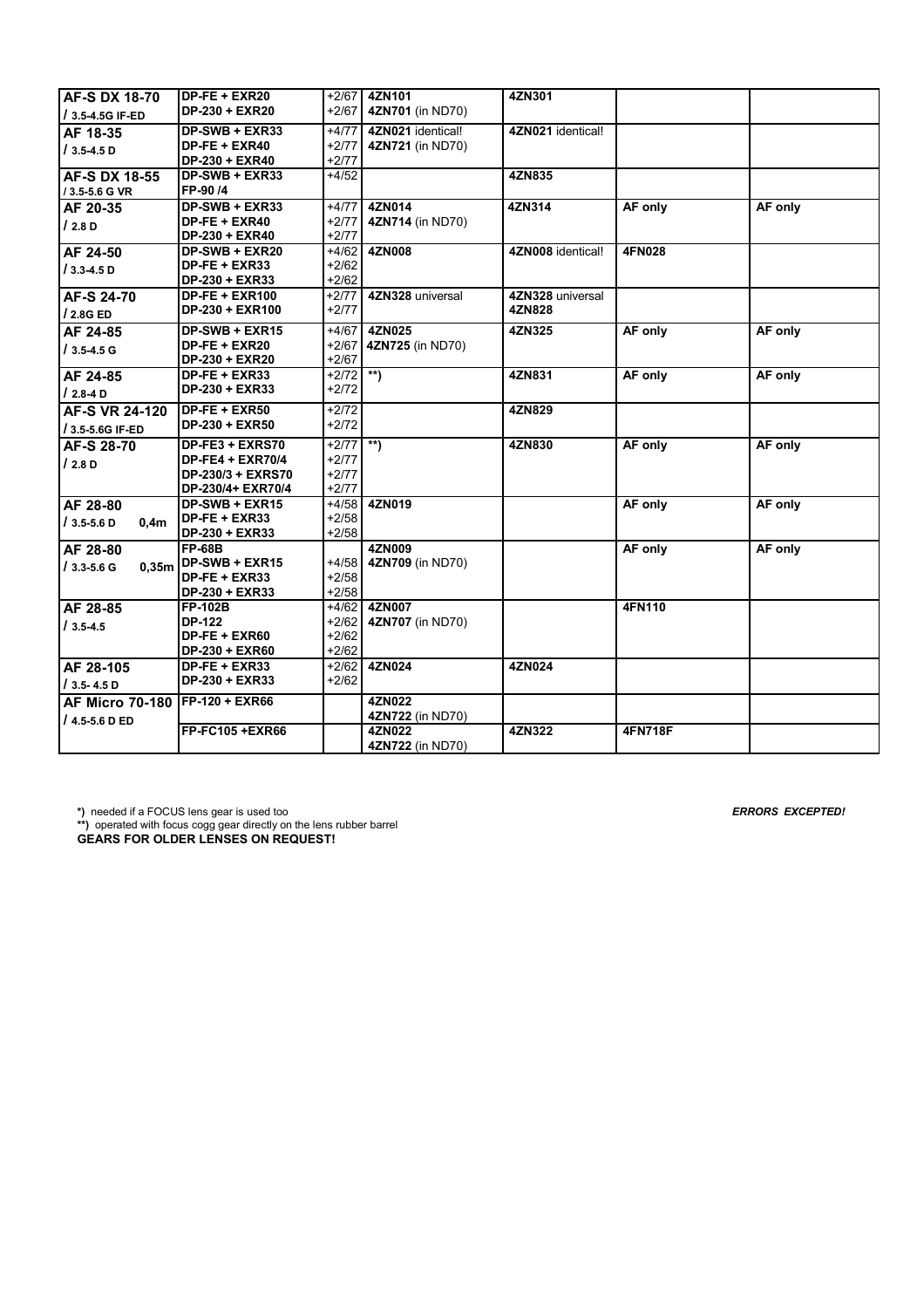| | | | | | | |
|---|---|---|---|---|---|---|
| **AF-S DX 18-70** / 3.5-4.5G IF-ED | **DP-FE + EXR20** **DP-230 + EXR20** | +2/67 +2/67 | **4ZN101** **4ZN701** (in ND70) | **4ZN301** | | |
| **AF 18-35** / 3.5-4.5 D | **DP-SWB + EXR33** **DP-FE + EXR40** **DP-230 + EXR40** | +4/77 +2/77 +2/77 | **4ZN021** identical! **4ZN721** (in ND70) | **4ZN021** identical! | | |
| **AF-S DX 18-55** / 3.5-5.6 G VR | **DP-SWB + EXR33** **FP-90 /4** | +4/52 | | **4ZN835** | | |
| **AF 20-35** / 2.8 D | **DP-SWB + EXR33** **DP-FE + EXR40** **DP-230 + EXR40** | +4/77 +2/77 +2/77 | **4ZN014** **4ZN714** (in ND70) | **4ZN314** | **AF only** | **AF only** |
| **AF 24-50** / 3.3-4.5 D | **DP-SWB + EXR20** **DP-FE + EXR33** **DP-230 + EXR33** | +4/62 +2/62 +2/62 | **4ZN008** | **4ZN008** identical! | **4FN028** | |
| **AF-S 24-70** / 2.8G ED | **DP-FE + EXR100** **DP-230 + EXR100** | +2/77 +2/77 | **4ZN328** universal | **4ZN328** universal **4ZN828** | | |
| **AF 24-85** / 3.5-4.5 G | **DP-SWB + EXR15** **DP-FE + EXR20** **DP-230 + EXR20** | +4/67 +2/67 +2/67 | **4ZN025** **4ZN725** (in ND70) | **4ZN325** | **AF only** | **AF only** |
| **AF 24-85** / 2.8-4 D | **DP-FE + EXR33** **DP-230 + EXR33** | +2/72 +2/72 | **) | **4ZN831** | **AF only** | **AF only** |
| **AF-S VR 24-120** / 3.5-5.6G IF-ED | **DP-FE + EXR50** **DP-230 + EXR50** | +2/72 +2/72 | | **4ZN829** | | |
| **AF-S 28-70** / 2.8 D | **DP-FE3 + EXRS70** **DP-FE4 + EXR70/4** **DP-230/3 + EXRS70** **DP-230/4+ EXR70/4** | +2/77 +2/77 +2/77 +2/77 | **) | **4ZN830** | **AF only** | **AF only** |
| **AF 28-80** / 3.5-5.6 D 0,4m | **DP-SWB + EXR15** **DP-FE + EXR33** **DP-230 + EXR33** | +4/58 +2/58 +2/58 | **4ZN019** | | **AF only** | **AF only** |
| **AF 28-80** / 3.3-5.6 G 0,35m | **FP-68B** **DP-SWB + EXR15** **DP-FE + EXR33** **DP-230 + EXR33** | +4/58 +2/58 +2/58 | **4ZN009** **4ZN709** (in ND70) | | **AF only** | **AF only** |
| **AF 28-85** / 3.5-4.5 | **FP-102B** **DP-122** **DP-FE + EXR60** **DP-230 + EXR60** | +4/62 +2/62 +2/62 +2/62 | **4ZN007** **4ZN707** (in ND70) | | **4FN110** | |
| **AF 28-105** / 3.5- 4.5 D | **DP-FE + EXR33** **DP-230 + EXR33** | +2/62 +2/62 | **4ZN024** | **4ZN024** | | |
| **AF Micro 70-180** / 4.5-5.6 D ED | **FP-120 + EXR66** | | **4ZN022** **4ZN722** (in ND70) | | | |
| | **FP-FC105 +EXR66** | | **4ZN022** **4ZN722** (in ND70) | **4ZN322** | **4FN718F** | |

**\*)** needed if a FOCUS lens gear is used too
**\*\*)** operated with focus cogg gear directly on the lens rubber barrel
**GEARS FOR OLDER LENSES ON REQUEST!**

***ERRORS EXCEPTED!***